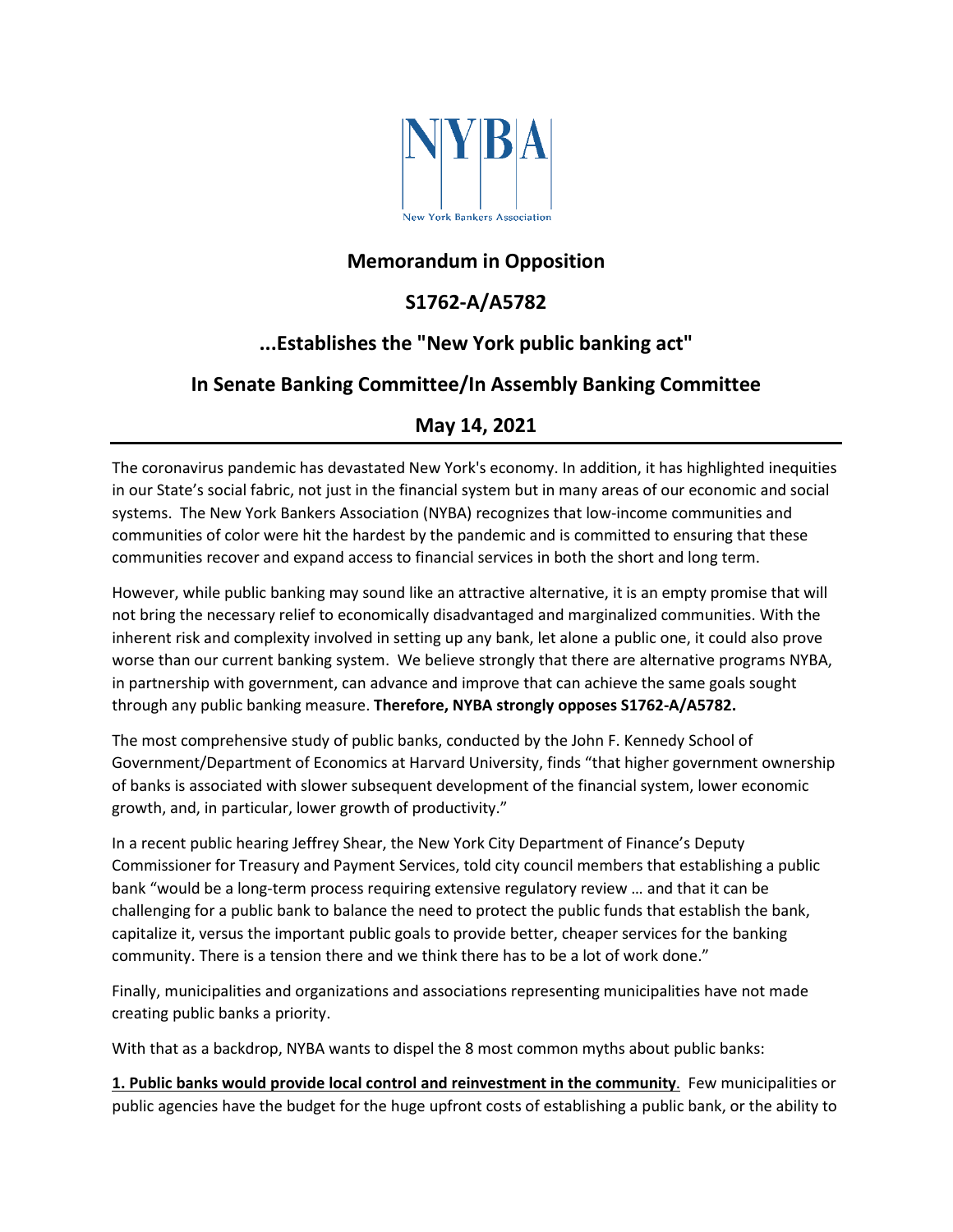NYBA

New York Bankers Association

## Memorandum in Opposition

## S1762-A/A5782

## ...Establishes the "New York public banking act"

## In Senate Banking Committee/In Assembly Banking Committee

## May 14, 2021

---

The coronavirus pandemic has devastated New York's economy. In addition, it has highlighted inequities in our State's social fabric, not just in the financial system but in many areas of our economic and social systems. The New York Bankers Association (NYBA) recognizes that low-income communities and communities of color were hit the hardest by the pandemic and is committed to ensuring that these communities recover and expand access to financial services in both the short and long term.

However, while public banking may sound like an attractive alternative, it is an empty promise that will not bring the necessary relief to economically disadvantaged and marginalized communities. With the inherent risk and complexity involved in setting up any bank, let alone a public one, it could also prove worse than our current banking system. We believe strongly that there are alternative programs NYBA, in partnership with government, can advance and improve that can achieve the same goals sought through any public banking measure. **Therefore, NYBA strongly opposes S1762-A/A5782.**

The most comprehensive study of public banks, conducted by the John F. Kennedy School of Government/Department of Economics at Harvard University, finds "that higher government ownership of banks is associated with slower subsequent development of the financial system, lower economic growth, and, in particular, lower growth of productivity."

In a recent public hearing Jeffrey Shear, the New York City Department of Finance's Deputy Commissioner for Treasury and Payment Services, told city council members that establishing a public bank "would be a long-term process requiring extensive regulatory review … and that it can be challenging for a public bank to balance the need to protect the public funds that establish the bank, capitalize it, versus the important public goals to provide better, cheaper services for the banking community. There is a tension there and we think there has to be a lot of work done."

Finally, municipalities and organizations and associations representing municipalities have not made creating public banks a priority.

With that as a backdrop, NYBA wants to dispel the 8 most common myths about public banks:

**1. Public banks would provide local control and reinvestment in the community**. Few municipalities or public agencies have the budget for the huge upfront costs of establishing a public bank, or the ability to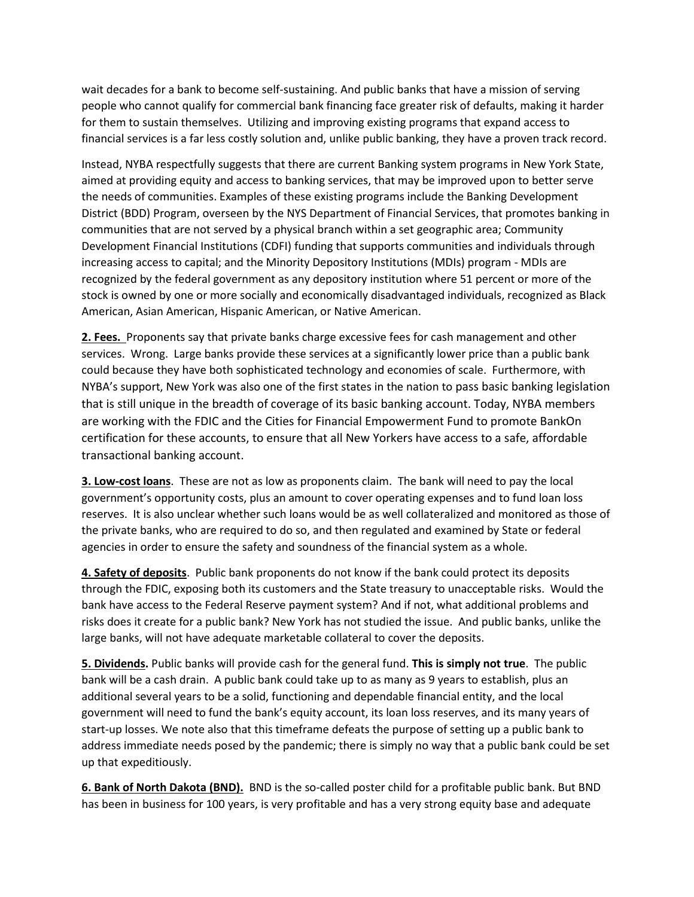wait decades for a bank to become self-sustaining. And public banks that have a mission of serving people who cannot qualify for commercial bank financing face greater risk of defaults, making it harder for them to sustain themselves. Utilizing and improving existing programs that expand access to financial services is a far less costly solution and, unlike public banking, they have a proven track record.

Instead, NYBA respectfully suggests that there are current Banking system programs in New York State, aimed at providing equity and access to banking services, that may be improved upon to better serve the needs of communities. Examples of these existing programs include the Banking Development District (BDD) Program, overseen by the NYS Department of Financial Services, that promotes banking in communities that are not served by a physical branch within a set geographic area; Community Development Financial Institutions (CDFI) funding that supports communities and individuals through increasing access to capital; and the Minority Depository Institutions (MDIs) program - MDIs are recognized by the federal government as any depository institution where 51 percent or more of the stock is owned by one or more socially and economically disadvantaged individuals, recognized as Black American, Asian American, Hispanic American, or Native American.

**2. Fees.** Proponents say that private banks charge excessive fees for cash management and other services. Wrong. Large banks provide these services at a significantly lower price than a public bank could because they have both sophisticated technology and economies of scale. Furthermore, with NYBA's support, New York was also one of the first states in the nation to pass basic banking legislation that is still unique in the breadth of coverage of its basic banking account. Today, NYBA members are working with the FDIC and the Cities for Financial Empowerment Fund to promote BankOn certification for these accounts, to ensure that all New Yorkers have access to a safe, affordable transactional banking account.

**3. Low-cost loans**. These are not as low as proponents claim. The bank will need to pay the local government's opportunity costs, plus an amount to cover operating expenses and to fund loan loss reserves. It is also unclear whether such loans would be as well collateralized and monitored as those of the private banks, who are required to do so, and then regulated and examined by State or federal agencies in order to ensure the safety and soundness of the financial system as a whole.

**4. Safety of deposits**. Public bank proponents do not know if the bank could protect its deposits through the FDIC, exposing both its customers and the State treasury to unacceptable risks. Would the bank have access to the Federal Reserve payment system? And if not, what additional problems and risks does it create for a public bank? New York has not studied the issue. And public banks, unlike the large banks, will not have adequate marketable collateral to cover the deposits.

**5. Dividends.** Public banks will provide cash for the general fund. **This is simply not true**. The public bank will be a cash drain. A public bank could take up to as many as 9 years to establish, plus an additional several years to be a solid, functioning and dependable financial entity, and the local government will need to fund the bank's equity account, its loan loss reserves, and its many years of start-up losses. We note also that this timeframe defeats the purpose of setting up a public bank to address immediate needs posed by the pandemic; there is simply no way that a public bank could be set up that expeditiously.

**6. Bank of North Dakota (BND).** BND is the so-called poster child for a profitable public bank. But BND has been in business for 100 years, is very profitable and has a very strong equity base and adequate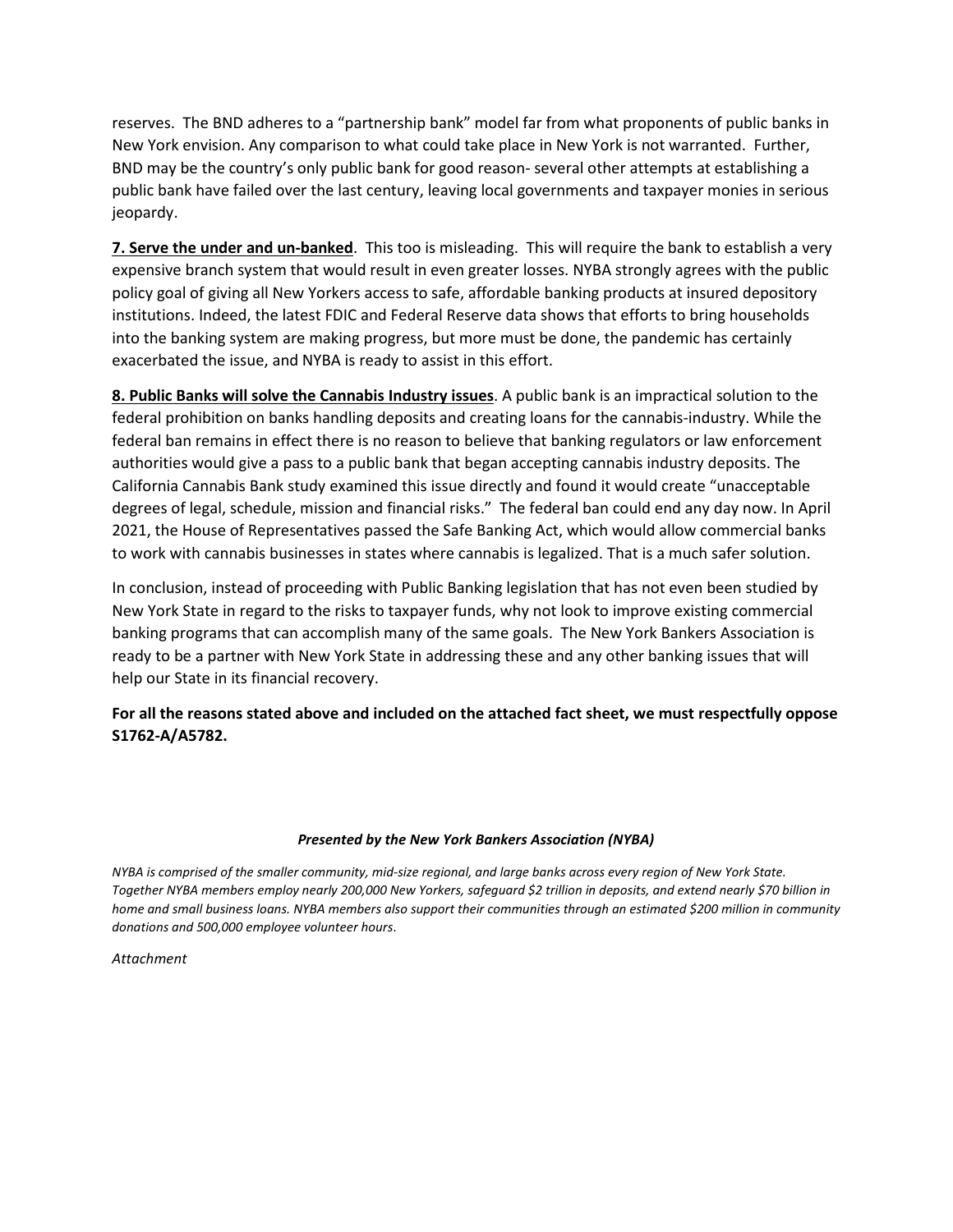reserves. The BND adheres to a "partnership bank" model far from what proponents of public banks in New York envision. Any comparison to what could take place in New York is not warranted. Further, BND may be the country's only public bank for good reason- several other attempts at establishing a public bank have failed over the last century, leaving local governments and taxpayer monies in serious jeopardy.

**7. Serve the under and un-banked**. This too is misleading. This will require the bank to establish a very expensive branch system that would result in even greater losses. NYBA strongly agrees with the public policy goal of giving all New Yorkers access to safe, affordable banking products at insured depository institutions. Indeed, the latest FDIC and Federal Reserve data shows that efforts to bring households into the banking system are making progress, but more must be done, the pandemic has certainly exacerbated the issue, and NYBA is ready to assist in this effort.

**8. Public Banks will solve the Cannabis Industry issues**. A public bank is an impractical solution to the federal prohibition on banks handling deposits and creating loans for the cannabis-industry. While the federal ban remains in effect there is no reason to believe that banking regulators or law enforcement authorities would give a pass to a public bank that began accepting cannabis industry deposits. The California Cannabis Bank study examined this issue directly and found it would create "unacceptable degrees of legal, schedule, mission and financial risks." The federal ban could end any day now. In April 2021, the House of Representatives passed the Safe Banking Act, which would allow commercial banks to work with cannabis businesses in states where cannabis is legalized. That is a much safer solution.

In conclusion, instead of proceeding with Public Banking legislation that has not even been studied by New York State in regard to the risks to taxpayer funds, why not look to improve existing commercial banking programs that can accomplish many of the same goals. The New York Bankers Association is ready to be a partner with New York State in addressing these and any other banking issues that will help our State in its financial recovery.

**For all the reasons stated above and included on the attached fact sheet, we must respectfully oppose S1762-A/A5782.**

***Presented by the New York Bankers Association (NYBA)***

*NYBA is comprised of the smaller community, mid-size regional, and large banks across every region of New York State. Together NYBA members employ nearly 200,000 New Yorkers, safeguard $2 trillion in deposits, and extend nearly $70 billion in home and small business loans. NYBA members also support their communities through an estimated $200 million in community donations and 500,000 employee volunteer hours.*

*Attachment*